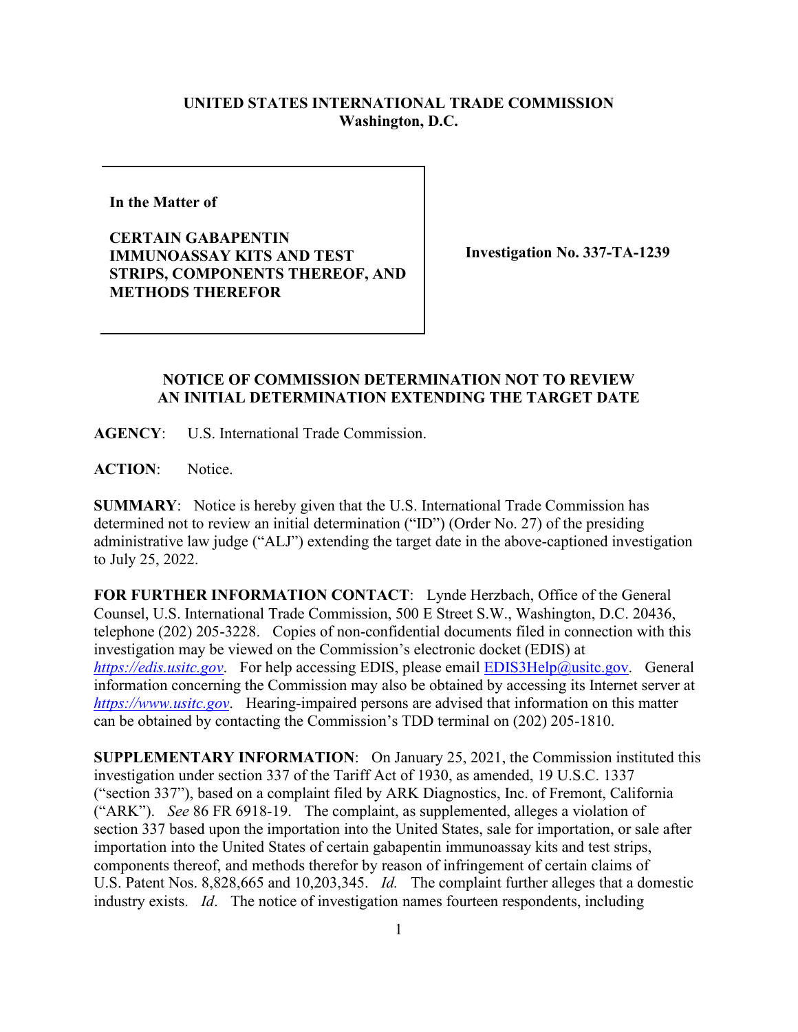**UNITED STATES INTERNATIONAL TRADE COMMISSION**
**Washington, D.C.**

| In the Matter of<br><br>**CERTAIN GABAPENTIN IMMUNOASSAY KITS AND TEST STRIPS, COMPONENTS THEREOF, AND METHODS THEREFOR** | **Investigation No. 337-TA-1239** |
| --- | --- |

**NOTICE OF COMMISSION DETERMINATION NOT TO REVIEW AN INITIAL DETERMINATION EXTENDING THE TARGET DATE**

**AGENCY**: U.S. International Trade Commission.

**ACTION**: Notice.

**SUMMARY**: Notice is hereby given that the U.S. International Trade Commission has determined not to review an initial determination ("ID") (Order No. 27) of the presiding administrative law judge ("ALJ") extending the target date in the above-captioned investigation to July 25, 2022.

**FOR FURTHER INFORMATION CONTACT**: Lynde Herzbach, Office of the General Counsel, U.S. International Trade Commission, 500 E Street S.W., Washington, D.C. 20436, telephone (202) 205-3228. Copies of non-confidential documents filed in connection with this investigation may be viewed on the Commission's electronic docket (EDIS) at *https://edis.usitc.gov*. For help accessing EDIS, please email EDIS3Help@usitc.gov. General information concerning the Commission may also be obtained by accessing its Internet server at *https://www.usitc.gov*. Hearing-impaired persons are advised that information on this matter can be obtained by contacting the Commission's TDD terminal on (202) 205-1810.

**SUPPLEMENTARY INFORMATION**: On January 25, 2021, the Commission instituted this investigation under section 337 of the Tariff Act of 1930, as amended, 19 U.S.C. 1337 ("section 337"), based on a complaint filed by ARK Diagnostics, Inc. of Fremont, California ("ARK"). *See* 86 FR 6918-19. The complaint, as supplemented, alleges a violation of section 337 based upon the importation into the United States, sale for importation, or sale after importation into the United States of certain gabapentin immunoassay kits and test strips, components thereof, and methods therefor by reason of infringement of certain claims of U.S. Patent Nos. 8,828,665 and 10,203,345. *Id.* The complaint further alleges that a domestic industry exists. *Id*. The notice of investigation names fourteen respondents, including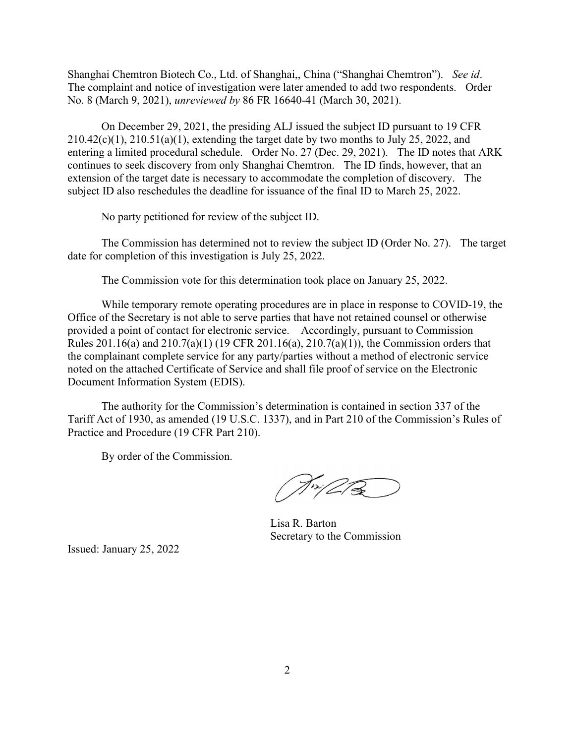Shanghai Chemtron Biotech Co., Ltd. of Shanghai,, China ("Shanghai Chemtron"). *See id*. The complaint and notice of investigation were later amended to add two respondents. Order No. 8 (March 9, 2021), *unreviewed by* 86 FR 16640-41 (March 30, 2021).

On December 29, 2021, the presiding ALJ issued the subject ID pursuant to 19 CFR 210.42(c)(1), 210.51(a)(1), extending the target date by two months to July 25, 2022, and entering a limited procedural schedule. Order No. 27 (Dec. 29, 2021). The ID notes that ARK continues to seek discovery from only Shanghai Chemtron. The ID finds, however, that an extension of the target date is necessary to accommodate the completion of discovery. The subject ID also reschedules the deadline for issuance of the final ID to March 25, 2022.

No party petitioned for review of the subject ID.

The Commission has determined not to review the subject ID (Order No. 27). The target date for completion of this investigation is July 25, 2022.

The Commission vote for this determination took place on January 25, 2022.

While temporary remote operating procedures are in place in response to COVID-19, the Office of the Secretary is not able to serve parties that have not retained counsel or otherwise provided a point of contact for electronic service. Accordingly, pursuant to Commission Rules 201.16(a) and 210.7(a)(1) (19 CFR 201.16(a), 210.7(a)(1)), the Commission orders that the complainant complete service for any party/parties without a method of electronic service noted on the attached Certificate of Service and shall file proof of service on the Electronic Document Information System (EDIS).

The authority for the Commission's determination is contained in section 337 of the Tariff Act of 1930, as amended (19 U.S.C. 1337), and in Part 210 of the Commission's Rules of Practice and Procedure (19 CFR Part 210).

By order of the Commission.

Lisa R. Barton
Secretary to the Commission

Issued: January 25, 2022